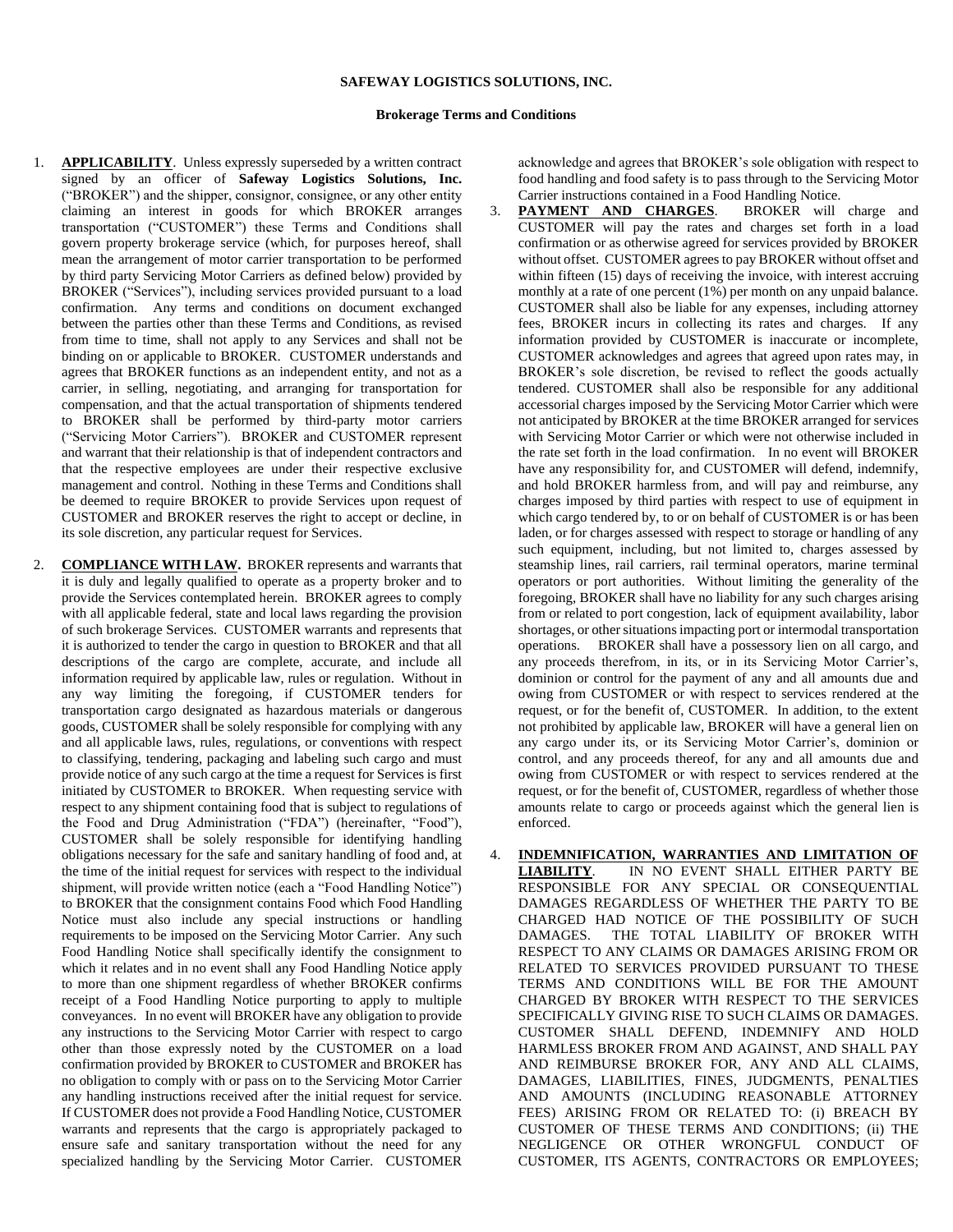**SAFEWAY LOGISTICS SOLUTIONS, INC.**

**Brokerage Terms and Conditions**

1. **APPLICABILITY**. Unless expressly superseded by a written contract signed by an officer of **Safeway Logistics Solutions, Inc.** ("BROKER") and the shipper, consignor, consignee, or any other entity claiming an interest in goods for which BROKER arranges transportation ("CUSTOMER") these Terms and Conditions shall govern property brokerage service (which, for purposes hereof, shall mean the arrangement of motor carrier transportation to be performed by third party Servicing Motor Carriers as defined below) provided by BROKER ("Services"), including services provided pursuant to a load confirmation. Any terms and conditions on document exchanged between the parties other than these Terms and Conditions, as revised from time to time, shall not apply to any Services and shall not be binding on or applicable to BROKER. CUSTOMER understands and agrees that BROKER functions as an independent entity, and not as a carrier, in selling, negotiating, and arranging for transportation for compensation, and that the actual transportation of shipments tendered to BROKER shall be performed by third-party motor carriers ("Servicing Motor Carriers"). BROKER and CUSTOMER represent and warrant that their relationship is that of independent contractors and that the respective employees are under their respective exclusive management and control. Nothing in these Terms and Conditions shall be deemed to require BROKER to provide Services upon request of CUSTOMER and BROKER reserves the right to accept or decline, in its sole discretion, any particular request for Services.

2. **COMPLIANCE WITH LAW.** BROKER represents and warrants that it is duly and legally qualified to operate as a property broker and to provide the Services contemplated herein. BROKER agrees to comply with all applicable federal, state and local laws regarding the provision of such brokerage Services. CUSTOMER warrants and represents that it is authorized to tender the cargo in question to BROKER and that all descriptions of the cargo are complete, accurate, and include all information required by applicable law, rules or regulation. Without in any way limiting the foregoing, if CUSTOMER tenders for transportation cargo designated as hazardous materials or dangerous goods, CUSTOMER shall be solely responsible for complying with any and all applicable laws, rules, regulations, or conventions with respect to classifying, tendering, packaging and labeling such cargo and must provide notice of any such cargo at the time a request for Services is first initiated by CUSTOMER to BROKER. When requesting service with respect to any shipment containing food that is subject to regulations of the Food and Drug Administration ("FDA") (hereinafter, "Food"), CUSTOMER shall be solely responsible for identifying handling obligations necessary for the safe and sanitary handling of food and, at the time of the initial request for services with respect to the individual shipment, will provide written notice (each a "Food Handling Notice") to BROKER that the consignment contains Food which Food Handling Notice must also include any special instructions or handling requirements to be imposed on the Servicing Motor Carrier. Any such Food Handling Notice shall specifically identify the consignment to which it relates and in no event shall any Food Handling Notice apply to more than one shipment regardless of whether BROKER confirms receipt of a Food Handling Notice purporting to apply to multiple conveyances. In no event will BROKER have any obligation to provide any instructions to the Servicing Motor Carrier with respect to cargo other than those expressly noted by the CUSTOMER on a load confirmation provided by BROKER to CUSTOMER and BROKER has no obligation to comply with or pass on to the Servicing Motor Carrier any handling instructions received after the initial request for service. If CUSTOMER does not provide a Food Handling Notice, CUSTOMER warrants and represents that the cargo is appropriately packaged to ensure safe and sanitary transportation without the need for any specialized handling by the Servicing Motor Carrier. CUSTOMER acknowledge and agrees that BROKER's sole obligation with respect to food handling and food safety is to pass through to the Servicing Motor Carrier instructions contained in a Food Handling Notice.

3. **PAYMENT AND CHARGES**. BROKER will charge and CUSTOMER will pay the rates and charges set forth in a load confirmation or as otherwise agreed for services provided by BROKER without offset. CUSTOMER agrees to pay BROKER without offset and within fifteen (15) days of receiving the invoice, with interest accruing monthly at a rate of one percent (1%) per month on any unpaid balance. CUSTOMER shall also be liable for any expenses, including attorney fees, BROKER incurs in collecting its rates and charges. If any information provided by CUSTOMER is inaccurate or incomplete, CUSTOMER acknowledges and agrees that agreed upon rates may, in BROKER's sole discretion, be revised to reflect the goods actually tendered. CUSTOMER shall also be responsible for any additional accessorial charges imposed by the Servicing Motor Carrier which were not anticipated by BROKER at the time BROKER arranged for services with Servicing Motor Carrier or which were not otherwise included in the rate set forth in the load confirmation. In no event will BROKER have any responsibility for, and CUSTOMER will defend, indemnify, and hold BROKER harmless from, and will pay and reimburse, any charges imposed by third parties with respect to use of equipment in which cargo tendered by, to or on behalf of CUSTOMER is or has been laden, or for charges assessed with respect to storage or handling of any such equipment, including, but not limited to, charges assessed by steamship lines, rail carriers, rail terminal operators, marine terminal operators or port authorities. Without limiting the generality of the foregoing, BROKER shall have no liability for any such charges arising from or related to port congestion, lack of equipment availability, labor shortages, or other situations impacting port or intermodal transportation operations. BROKER shall have a possessory lien on all cargo, and any proceeds therefrom, in its, or in its Servicing Motor Carrier's, dominion or control for the payment of any and all amounts due and owing from CUSTOMER or with respect to services rendered at the request, or for the benefit of, CUSTOMER. In addition, to the extent not prohibited by applicable law, BROKER will have a general lien on any cargo under its, or its Servicing Motor Carrier's, dominion or control, and any proceeds thereof, for any and all amounts due and owing from CUSTOMER or with respect to services rendered at the request, or for the benefit of, CUSTOMER, regardless of whether those amounts relate to cargo or proceeds against which the general lien is enforced.

4. **INDEMNIFICATION, WARRANTIES AND LIMITATION OF LIABILITY**. IN NO EVENT SHALL EITHER PARTY BE RESPONSIBLE FOR ANY SPECIAL OR CONSEQUENTIAL DAMAGES REGARDLESS OF WHETHER THE PARTY TO BE CHARGED HAD NOTICE OF THE POSSIBILITY OF SUCH DAMAGES. THE TOTAL LIABILITY OF BROKER WITH RESPECT TO ANY CLAIMS OR DAMAGES ARISING FROM OR RELATED TO SERVICES PROVIDED PURSUANT TO THESE TERMS AND CONDITIONS WILL BE FOR THE AMOUNT CHARGED BY BROKER WITH RESPECT TO THE SERVICES SPECIFICALLY GIVING RISE TO SUCH CLAIMS OR DAMAGES. CUSTOMER SHALL DEFEND, INDEMNIFY AND HOLD HARMLESS BROKER FROM AND AGAINST, AND SHALL PAY AND REIMBURSE BROKER FOR, ANY AND ALL CLAIMS, DAMAGES, LIABILITIES, FINES, JUDGMENTS, PENALTIES AND AMOUNTS (INCLUDING REASONABLE ATTORNEY FEES) ARISING FROM OR RELATED TO: (i) BREACH BY CUSTOMER OF THESE TERMS AND CONDITIONS; (ii) THE NEGLIGENCE OR OTHER WRONGFUL CONDUCT OF CUSTOMER, ITS AGENTS, CONTRACTORS OR EMPLOYEES;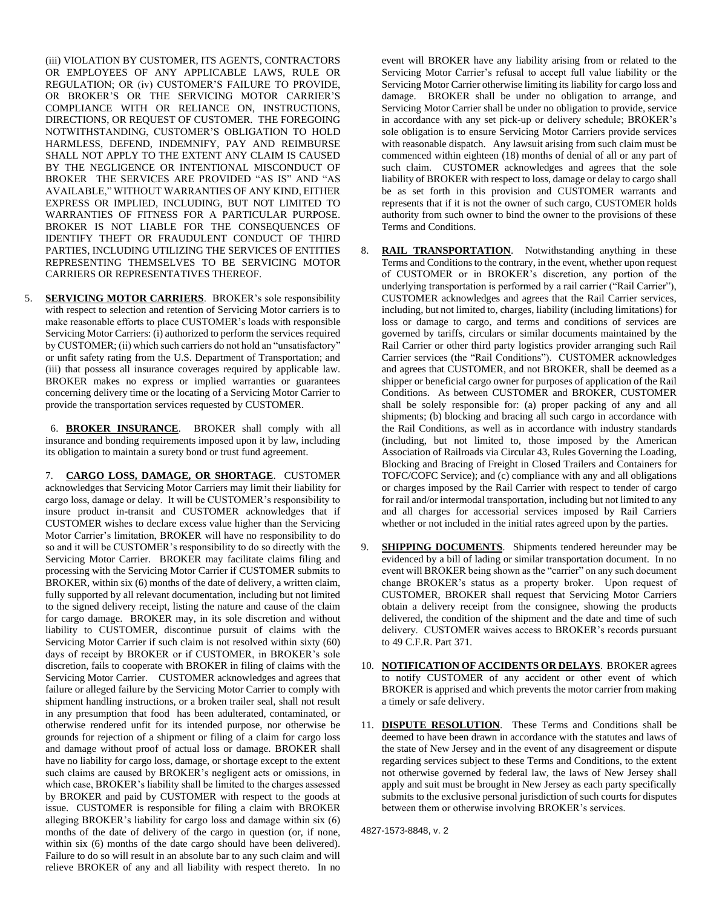(iii) VIOLATION BY CUSTOMER, ITS AGENTS, CONTRACTORS OR EMPLOYEES OF ANY APPLICABLE LAWS, RULE OR REGULATION; OR (iv) CUSTOMER'S FAILURE TO PROVIDE, OR BROKER'S OR THE SERVICING MOTOR CARRIER'S COMPLIANCE WITH OR RELIANCE ON, INSTRUCTIONS, DIRECTIONS, OR REQUEST OF CUSTOMER. THE FOREGOING NOTWITHSTANDING, CUSTOMER'S OBLIGATION TO HOLD HARMLESS, DEFEND, INDEMNIFY, PAY AND REIMBURSE SHALL NOT APPLY TO THE EXTENT ANY CLAIM IS CAUSED BY THE NEGLIGENCE OR INTENTIONAL MISCONDUCT OF BROKER THE SERVICES ARE PROVIDED "AS IS" AND "AS AVAILABLE," WITHOUT WARRANTIES OF ANY KIND, EITHER EXPRESS OR IMPLIED, INCLUDING, BUT NOT LIMITED TO WARRANTIES OF FITNESS FOR A PARTICULAR PURPOSE. BROKER IS NOT LIABLE FOR THE CONSEQUENCES OF IDENTIFY THEFT OR FRAUDULENT CONDUCT OF THIRD PARTIES, INCLUDING UTILIZING THE SERVICES OF ENTITIES REPRESENTING THEMSELVES TO BE SERVICING MOTOR CARRIERS OR REPRESENTATIVES THEREOF.

5. **SERVICING MOTOR CARRIERS**. BROKER's sole responsibility with respect to selection and retention of Servicing Motor carriers is to make reasonable efforts to place CUSTOMER's loads with responsible Servicing Motor Carriers: (i) authorized to perform the services required by CUSTOMER; (ii) which such carriers do not hold an "unsatisfactory" or unfit safety rating from the U.S. Department of Transportation; and (iii) that possess all insurance coverages required by applicable law. BROKER makes no express or implied warranties or guarantees concerning delivery time or the locating of a Servicing Motor Carrier to provide the transportation services requested by CUSTOMER.

6. **BROKER INSURANCE**. BROKER shall comply with all insurance and bonding requirements imposed upon it by law, including its obligation to maintain a surety bond or trust fund agreement.

7. **CARGO LOSS, DAMAGE, OR SHORTAGE**. CUSTOMER acknowledges that Servicing Motor Carriers may limit their liability for cargo loss, damage or delay. It will be CUSTOMER's responsibility to insure product in-transit and CUSTOMER acknowledges that if CUSTOMER wishes to declare excess value higher than the Servicing Motor Carrier's limitation, BROKER will have no responsibility to do so and it will be CUSTOMER's responsibility to do so directly with the Servicing Motor Carrier. BROKER may facilitate claims filing and processing with the Servicing Motor Carrier if CUSTOMER submits to BROKER, within six (6) months of the date of delivery, a written claim, fully supported by all relevant documentation, including but not limited to the signed delivery receipt, listing the nature and cause of the claim for cargo damage. BROKER may, in its sole discretion and without liability to CUSTOMER, discontinue pursuit of claims with the Servicing Motor Carrier if such claim is not resolved within sixty (60) days of receipt by BROKER or if CUSTOMER, in BROKER's sole discretion, fails to cooperate with BROKER in filing of claims with the Servicing Motor Carrier. CUSTOMER acknowledges and agrees that failure or alleged failure by the Servicing Motor Carrier to comply with shipment handling instructions, or a broken trailer seal, shall not result in any presumption that food has been adulterated, contaminated, or otherwise rendered unfit for its intended purpose, nor otherwise be grounds for rejection of a shipment or filing of a claim for cargo loss and damage without proof of actual loss or damage. BROKER shall have no liability for cargo loss, damage, or shortage except to the extent such claims are caused by BROKER's negligent acts or omissions, in which case, BROKER's liability shall be limited to the charges assessed by BROKER and paid by CUSTOMER with respect to the goods at issue. CUSTOMER is responsible for filing a claim with BROKER alleging BROKER's liability for cargo loss and damage within six (6) months of the date of delivery of the cargo in question (or, if none, within six (6) months of the date cargo should have been delivered). Failure to do so will result in an absolute bar to any such claim and will relieve BROKER of any and all liability with respect thereto. In no event will BROKER have any liability arising from or related to the Servicing Motor Carrier's refusal to accept full value liability or the Servicing Motor Carrier otherwise limiting its liability for cargo loss and damage. BROKER shall be under no obligation to arrange, and Servicing Motor Carrier shall be under no obligation to provide, service in accordance with any set pick-up or delivery schedule; BROKER's sole obligation is to ensure Servicing Motor Carriers provide services with reasonable dispatch. Any lawsuit arising from such claim must be commenced within eighteen (18) months of denial of all or any part of such claim. CUSTOMER acknowledges and agrees that the sole liability of BROKER with respect to loss, damage or delay to cargo shall be as set forth in this provision and CUSTOMER warrants and represents that if it is not the owner of such cargo, CUSTOMER holds authority from such owner to bind the owner to the provisions of these Terms and Conditions.

8. **RAIL TRANSPORTATION**. Notwithstanding anything in these Terms and Conditions to the contrary, in the event, whether upon request of CUSTOMER or in BROKER's discretion, any portion of the underlying transportation is performed by a rail carrier ("Rail Carrier"), CUSTOMER acknowledges and agrees that the Rail Carrier services, including, but not limited to, charges, liability (including limitations) for loss or damage to cargo, and terms and conditions of services are governed by tariffs, circulars or similar documents maintained by the Rail Carrier or other third party logistics provider arranging such Rail Carrier services (the "Rail Conditions"). CUSTOMER acknowledges and agrees that CUSTOMER, and not BROKER, shall be deemed as a shipper or beneficial cargo owner for purposes of application of the Rail Conditions. As between CUSTOMER and BROKER, CUSTOMER shall be solely responsible for: (a) proper packing of any and all shipments; (b) blocking and bracing all such cargo in accordance with the Rail Conditions, as well as in accordance with industry standards (including, but not limited to, those imposed by the American Association of Railroads via Circular 43, Rules Governing the Loading, Blocking and Bracing of Freight in Closed Trailers and Containers for TOFC/COFC Service); and (c) compliance with any and all obligations or charges imposed by the Rail Carrier with respect to tender of cargo for rail and/or intermodal transportation, including but not limited to any and all charges for accessorial services imposed by Rail Carriers whether or not included in the initial rates agreed upon by the parties.

9. **SHIPPING DOCUMENTS**. Shipments tendered hereunder may be evidenced by a bill of lading or similar transportation document. In no event will BROKER being shown as the "carrier" on any such document change BROKER's status as a property broker. Upon request of CUSTOMER, BROKER shall request that Servicing Motor Carriers obtain a delivery receipt from the consignee, showing the products delivered, the condition of the shipment and the date and time of such delivery. CUSTOMER waives access to BROKER's records pursuant to 49 C.F.R. Part 371.

10. **NOTIFICATION OF ACCIDENTS OR DELAYS**. BROKER agrees to notify CUSTOMER of any accident or other event of which BROKER is apprised and which prevents the motor carrier from making a timely or safe delivery.

11. **DISPUTE RESOLUTION**. These Terms and Conditions shall be deemed to have been drawn in accordance with the statutes and laws of the state of New Jersey and in the event of any disagreement or dispute regarding services subject to these Terms and Conditions, to the extent not otherwise governed by federal law, the laws of New Jersey shall apply and suit must be brought in New Jersey as each party specifically submits to the exclusive personal jurisdiction of such courts for disputes between them or otherwise involving BROKER's services.

4827-1573-8848, v. 2